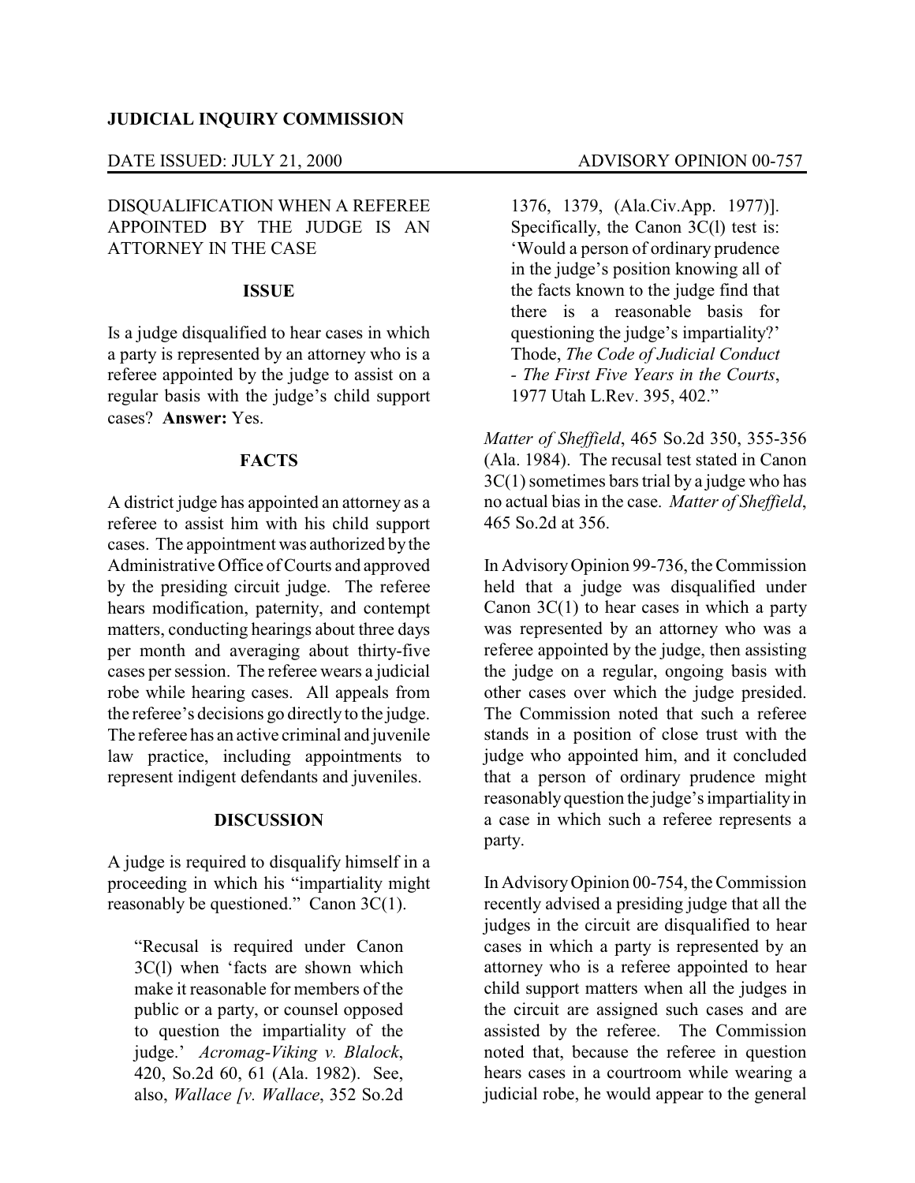**JUDICIAL INQUIRY COMMISSION**

DATE ISSUED: JULY 21, 2000 ADVISORY OPINION 00-757

DISQUALIFICATION WHEN A REFEREE APPOINTED BY THE JUDGE IS AN ATTORNEY IN THE CASE

**ISSUE**

Is a judge disqualified to hear cases in which a party is represented by an attorney who is a referee appointed by the judge to assist on a regular basis with the judge's child support cases? **Answer:** Yes.

**FACTS**

A district judge has appointed an attorney as a referee to assist him with his child support cases. The appointment was authorized by the Administrative Office of Courts and approved by the presiding circuit judge. The referee hears modification, paternity, and contempt matters, conducting hearings about three days per month and averaging about thirty-five cases per session. The referee wears a judicial robe while hearing cases. All appeals from the referee's decisions go directly to the judge. The referee has an active criminal and juvenile law practice, including appointments to represent indigent defendants and juveniles.

**DISCUSSION**

A judge is required to disqualify himself in a proceeding in which his "impartiality might reasonably be questioned." Canon 3C(1).

> "Recusal is required under Canon 3C(l) when 'facts are shown which make it reasonable for members of the public or a party, or counsel opposed to question the impartiality of the judge.' *Acromag-Viking v. Blalock*, 420, So.2d 60, 61 (Ala. 1982). See, also, *Wallace [v. Wallace*, 352 So.2d 1376, 1379, (Ala.Civ.App. 1977)]. Specifically, the Canon 3C(l) test is: 'Would a person of ordinary prudence in the judge's position knowing all of the facts known to the judge find that there is a reasonable basis for questioning the judge's impartiality?' Thode, *The Code of Judicial Conduct - The First Five Years in the Courts*, 1977 Utah L.Rev. 395, 402."

*Matter of Sheffield*, 465 So.2d 350, 355-356 (Ala. 1984). The recusal test stated in Canon 3C(1) sometimes bars trial by a judge who has no actual bias in the case. *Matter of Sheffield*, 465 So.2d at 356.

In Advisory Opinion 99-736, the Commission held that a judge was disqualified under Canon 3C(1) to hear cases in which a party was represented by an attorney who was a referee appointed by the judge, then assisting the judge on a regular, ongoing basis with other cases over which the judge presided. The Commission noted that such a referee stands in a position of close trust with the judge who appointed him, and it concluded that a person of ordinary prudence might reasonably question the judge's impartiality in a case in which such a referee represents a party.

In Advisory Opinion 00-754, the Commission recently advised a presiding judge that all the judges in the circuit are disqualified to hear cases in which a party is represented by an attorney who is a referee appointed to hear child support matters when all the judges in the circuit are assigned such cases and are assisted by the referee. The Commission noted that, because the referee in question hears cases in a courtroom while wearing a judicial robe, he would appear to the general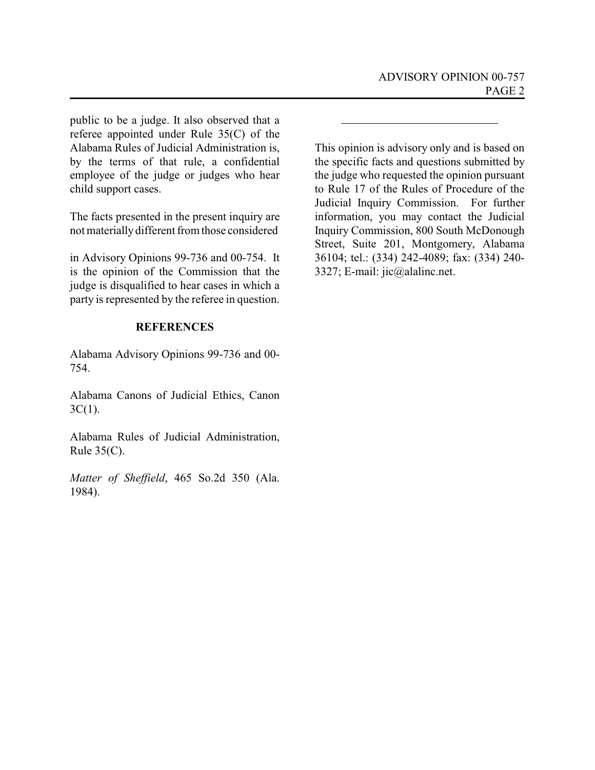public to be a judge. It also observed that a referee appointed under Rule 35(C) of the Alabama Rules of Judicial Administration is, by the terms of that rule, a confidential employee of the judge or judges who hear child support cases.

The facts presented in the present inquiry are not materially different from those considered in Advisory Opinions 99-736 and 00-754. It is the opinion of the Commission that the judge is disqualified to hear cases in which a party is represented by the referee in question.

**REFERENCES**

Alabama Advisory Opinions 99-736 and 00-754.

Alabama Canons of Judicial Ethics, Canon 3C(1).

Alabama Rules of Judicial Administration, Rule 35(C).

*Matter of Sheffield*, 465 So.2d 350 (Ala. 1984).

---

This opinion is advisory only and is based on the specific facts and questions submitted by the judge who requested the opinion pursuant to Rule 17 of the Rules of Procedure of the Judicial Inquiry Commission. For further information, you may contact the Judicial Inquiry Commission, 800 South McDonough Street, Suite 201, Montgomery, Alabama 36104; tel.: (334) 242-4089; fax: (334) 240-3327; E-mail: jic@alalinc.net.